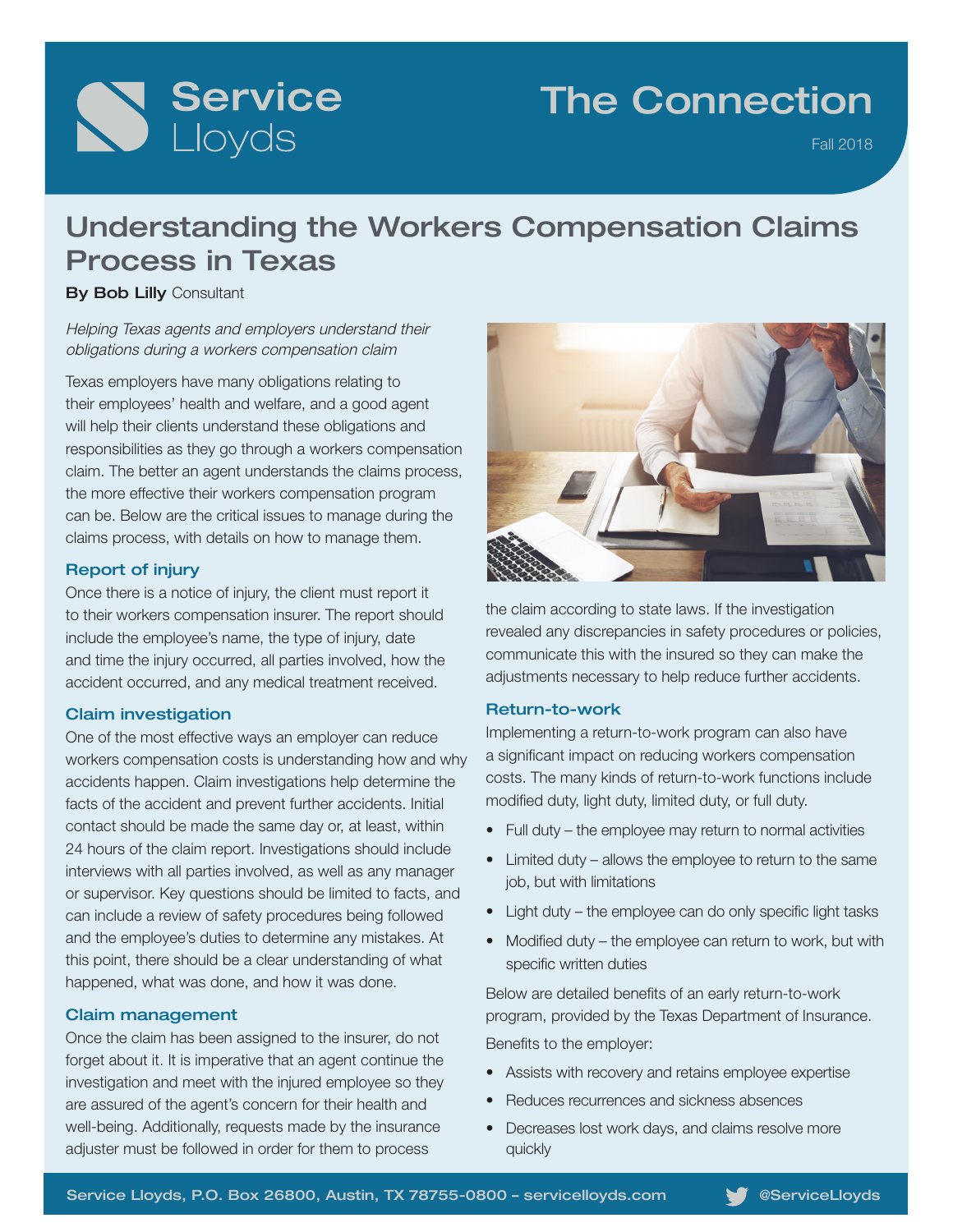Service Lloyds

# The Connection

Fall 2018

## Understanding the Workers Compensation Claims Process in Texas

**By Bob Lilly** Consultant

*Helping Texas agents and employers understand their obligations during a workers compensation claim*

Texas employers have many obligations relating to their employees' health and welfare, and a good agent will help their clients understand these obligations and responsibilities as they go through a workers compensation claim. The better an agent understands the claims process, the more effective their workers compensation program can be. Below are the critical issues to manage during the claims process, with details on how to manage them.

### Report of injury

Once there is a notice of injury, the client must report it to their workers compensation insurer. The report should include the employee's name, the type of injury, date and time the injury occurred, all parties involved, how the accident occurred, and any medical treatment received.

### Claim investigation

One of the most effective ways an employer can reduce workers compensation costs is understanding how and why accidents happen. Claim investigations help determine the facts of the accident and prevent further accidents. Initial contact should be made the same day or, at least, within 24 hours of the claim report. Investigations should include interviews with all parties involved, as well as any manager or supervisor. Key questions should be limited to facts, and can include a review of safety procedures being followed and the employee's duties to determine any mistakes. At this point, there should be a clear understanding of what happened, what was done, and how it was done.

### Claim management

Once the claim has been assigned to the insurer, do not forget about it. It is imperative that an agent continue the investigation and meet with the injured employee so they are assured of the agent's concern for their health and well-being. Additionally, requests made by the insurance adjuster must be followed in order for them to process the claim according to state laws. If the investigation revealed any discrepancies in safety procedures or policies, communicate this with the insured so they can make the adjustments necessary to help reduce further accidents.

### Return-to-work

Implementing a return-to-work program can also have a significant impact on reducing workers compensation costs. The many kinds of return-to-work functions include modified duty, light duty, limited duty, or full duty.

- Full duty – the employee may return to normal activities
- Limited duty – allows the employee to return to the same job, but with limitations
- Light duty – the employee can do only specific light tasks
- Modified duty – the employee can return to work, but with specific written duties

Below are detailed benefits of an early return-to-work program, provided by the Texas Department of Insurance.

Benefits to the employer:

- Assists with recovery and retains employee expertise
- Reduces recurrences and sickness absences
- Decreases lost work days, and claims resolve more quickly

Service Lloyds, P.O. Box 26800, Austin, TX 78755-0800 – servicelloyds.com @ServiceLloyds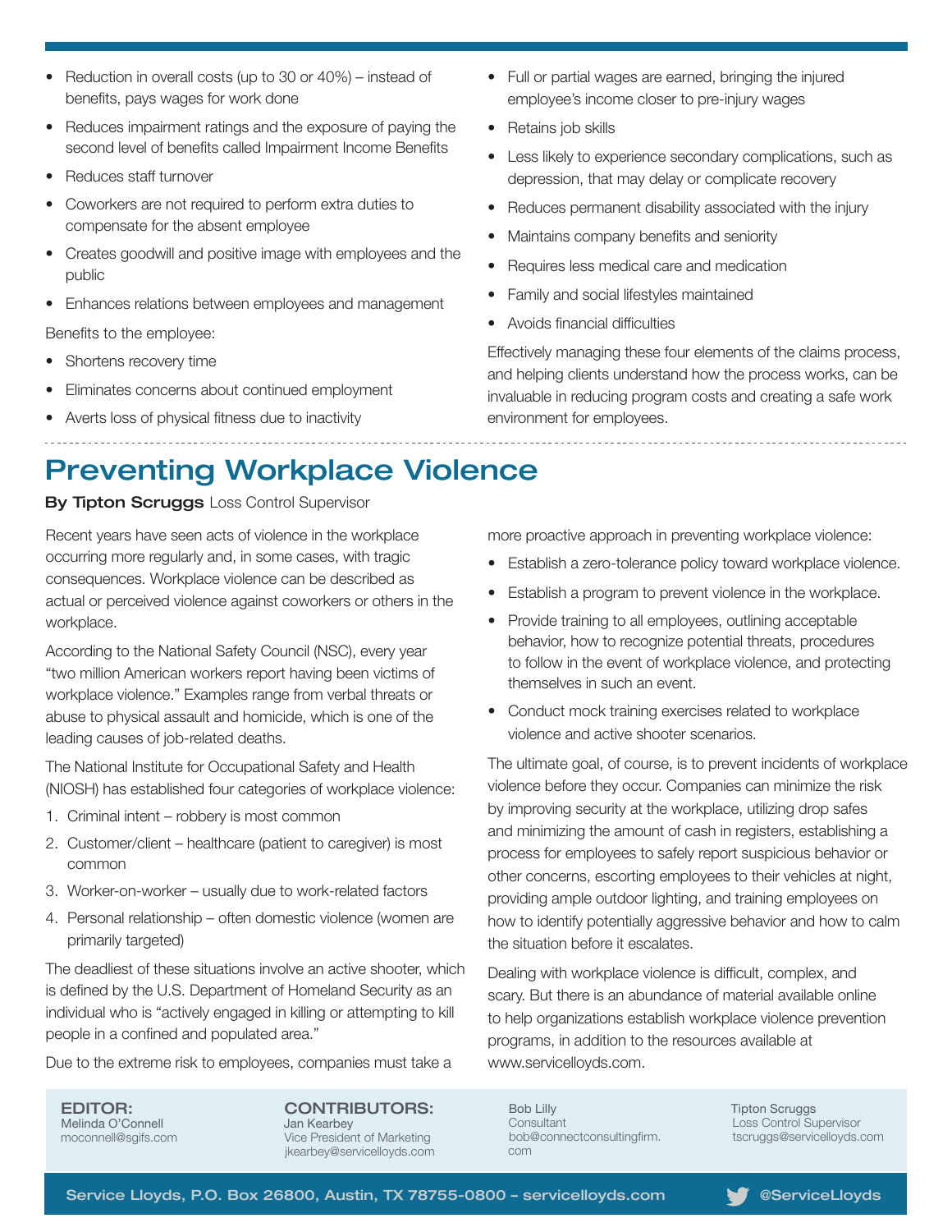- Reduction in overall costs (up to 30 or 40%) – instead of benefits, pays wages for work done
- Reduces impairment ratings and the exposure of paying the second level of benefits called Impairment Income Benefits
- Reduces staff turnover
- Coworkers are not required to perform extra duties to compensate for the absent employee
- Creates goodwill and positive image with employees and the public
- Enhances relations between employees and management

Benefits to the employee:

- Shortens recovery time
- Eliminates concerns about continued employment
- Averts loss of physical fitness due to inactivity
- Full or partial wages are earned, bringing the injured employee's income closer to pre-injury wages
- Retains job skills
- Less likely to experience secondary complications, such as depression, that may delay or complicate recovery
- Reduces permanent disability associated with the injury
- Maintains company benefits and seniority
- Requires less medical care and medication
- Family and social lifestyles maintained
- Avoids financial difficulties

Effectively managing these four elements of the claims process, and helping clients understand how the process works, can be invaluable in reducing program costs and creating a safe work environment for employees.

# Preventing Workplace Violence

**By Tipton Scruggs** Loss Control Supervisor

Recent years have seen acts of violence in the workplace occurring more regularly and, in some cases, with tragic consequences. Workplace violence can be described as actual or perceived violence against coworkers or others in the workplace.

According to the National Safety Council (NSC), every year "two million American workers report having been victims of workplace violence." Examples range from verbal threats or abuse to physical assault and homicide, which is one of the leading causes of job-related deaths.

The National Institute for Occupational Safety and Health (NIOSH) has established four categories of workplace violence:

1. Criminal intent – robbery is most common
2. Customer/client – healthcare (patient to caregiver) is most common
3. Worker-on-worker – usually due to work-related factors
4. Personal relationship – often domestic violence (women are primarily targeted)

The deadliest of these situations involve an active shooter, which is defined by the U.S. Department of Homeland Security as an individual who is "actively engaged in killing or attempting to kill people in a confined and populated area."

Due to the extreme risk to employees, companies must take a more proactive approach in preventing workplace violence:

- Establish a zero-tolerance policy toward workplace violence.
- Establish a program to prevent violence in the workplace.
- Provide training to all employees, outlining acceptable behavior, how to recognize potential threats, procedures to follow in the event of workplace violence, and protecting themselves in such an event.
- Conduct mock training exercises related to workplace violence and active shooter scenarios.

The ultimate goal, of course, is to prevent incidents of workplace violence before they occur. Companies can minimize the risk by improving security at the workplace, utilizing drop safes and minimizing the amount of cash in registers, establishing a process for employees to safely report suspicious behavior or other concerns, escorting employees to their vehicles at night, providing ample outdoor lighting, and training employees on how to identify potentially aggressive behavior and how to calm the situation before it escalates.

Dealing with workplace violence is difficult, complex, and scary. But there is an abundance of material available online to help organizations establish workplace violence prevention programs, in addition to the resources available at www.servicelloyds.com.

**EDITOR:**
Melinda O'Connell
moconnell@sgifs.com

**CONTRIBUTORS:**
Jan Kearbey
Vice President of Marketing
jkearbey@servicelloyds.com

Bob Lilly
Consultant
bob@connectconsultingfirm.com

Tipton Scruggs
Loss Control Supervisor
tscruggs@servicelloyds.com

Service Lloyds, P.O. Box 26800, Austin, TX 78755-0800 – servicelloyds.com    @ServiceLloyds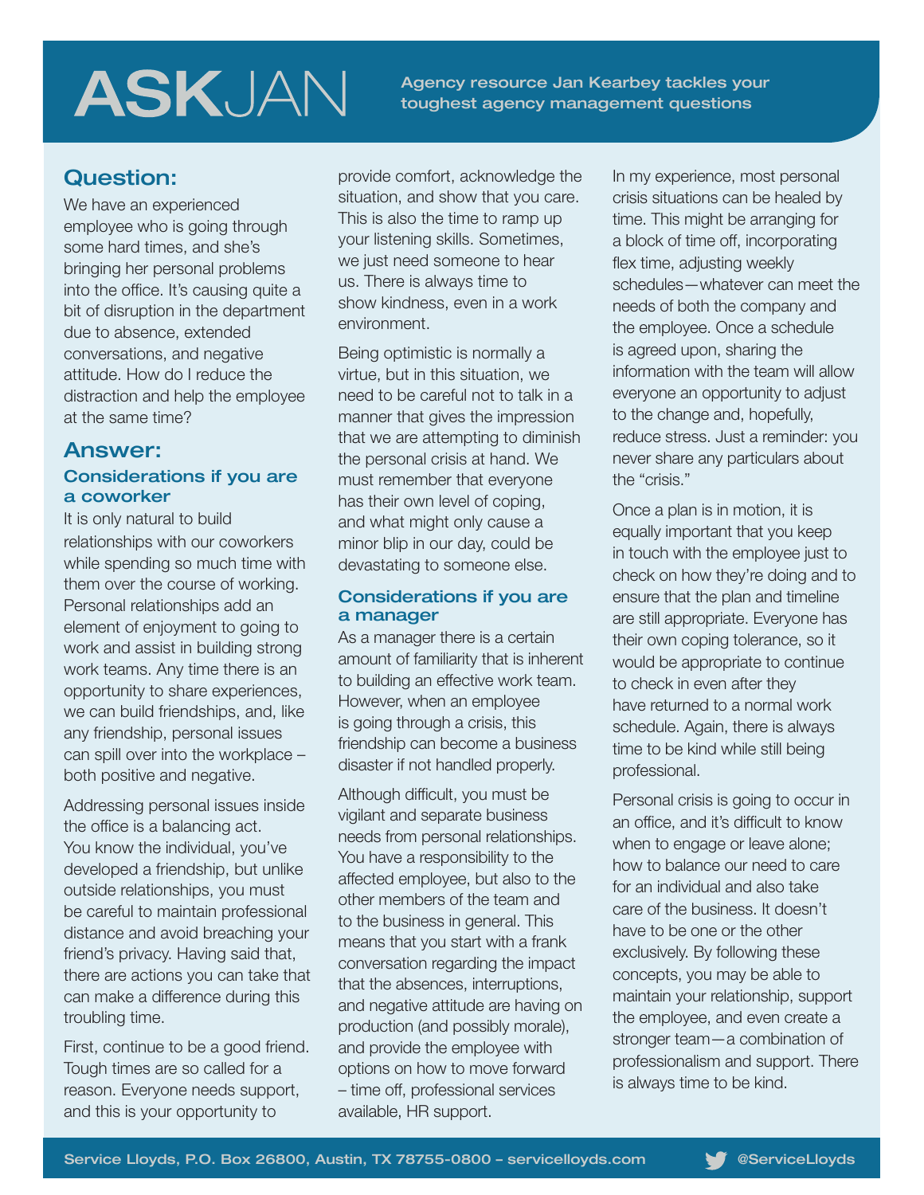# ASKJAN

Agency resource Jan Kearbey tackles your toughest agency management questions

## Question:

We have an experienced employee who is going through some hard times, and she's bringing her personal problems into the office. It's causing quite a bit of disruption in the department due to absence, extended conversations, and negative attitude. How do I reduce the distraction and help the employee at the same time?

## Answer:

### Considerations if you are a coworker

It is only natural to build relationships with our coworkers while spending so much time with them over the course of working. Personal relationships add an element of enjoyment to going to work and assist in building strong work teams. Any time there is an opportunity to share experiences, we can build friendships, and, like any friendship, personal issues can spill over into the workplace – both positive and negative.

Addressing personal issues inside the office is a balancing act. You know the individual, you've developed a friendship, but unlike outside relationships, you must be careful to maintain professional distance and avoid breaching your friend's privacy. Having said that, there are actions you can take that can make a difference during this troubling time.

First, continue to be a good friend. Tough times are so called for a reason. Everyone needs support, and this is your opportunity to provide comfort, acknowledge the situation, and show that you care. This is also the time to ramp up your listening skills. Sometimes, we just need someone to hear us. There is always time to show kindness, even in a work environment.

Being optimistic is normally a virtue, but in this situation, we need to be careful not to talk in a manner that gives the impression that we are attempting to diminish the personal crisis at hand. We must remember that everyone has their own level of coping, and what might only cause a minor blip in our day, could be devastating to someone else.

### Considerations if you are a manager

As a manager there is a certain amount of familiarity that is inherent to building an effective work team. However, when an employee is going through a crisis, this friendship can become a business disaster if not handled properly.

Although difficult, you must be vigilant and separate business needs from personal relationships. You have a responsibility to the affected employee, but also to the other members of the team and to the business in general. This means that you start with a frank conversation regarding the impact that the absences, interruptions, and negative attitude are having on production (and possibly morale), and provide the employee with options on how to move forward – time off, professional services available, HR support.

In my experience, most personal crisis situations can be healed by time. This might be arranging for a block of time off, incorporating flex time, adjusting weekly schedules—whatever can meet the needs of both the company and the employee. Once a schedule is agreed upon, sharing the information with the team will allow everyone an opportunity to adjust to the change and, hopefully, reduce stress. Just a reminder: you never share any particulars about the "crisis."

Once a plan is in motion, it is equally important that you keep in touch with the employee just to check on how they're doing and to ensure that the plan and timeline are still appropriate. Everyone has their own coping tolerance, so it would be appropriate to continue to check in even after they have returned to a normal work schedule. Again, there is always time to be kind while still being professional.

Personal crisis is going to occur in an office, and it's difficult to know when to engage or leave alone; how to balance our need to care for an individual and also take care of the business. It doesn't have to be one or the other exclusively. By following these concepts, you may be able to maintain your relationship, support the employee, and even create a stronger team—a combination of professionalism and support. There is always time to be kind.

Service Lloyds, P.O. Box 26800, Austin, TX 78755-0800 – servicelloyds.com @ServiceLloyds